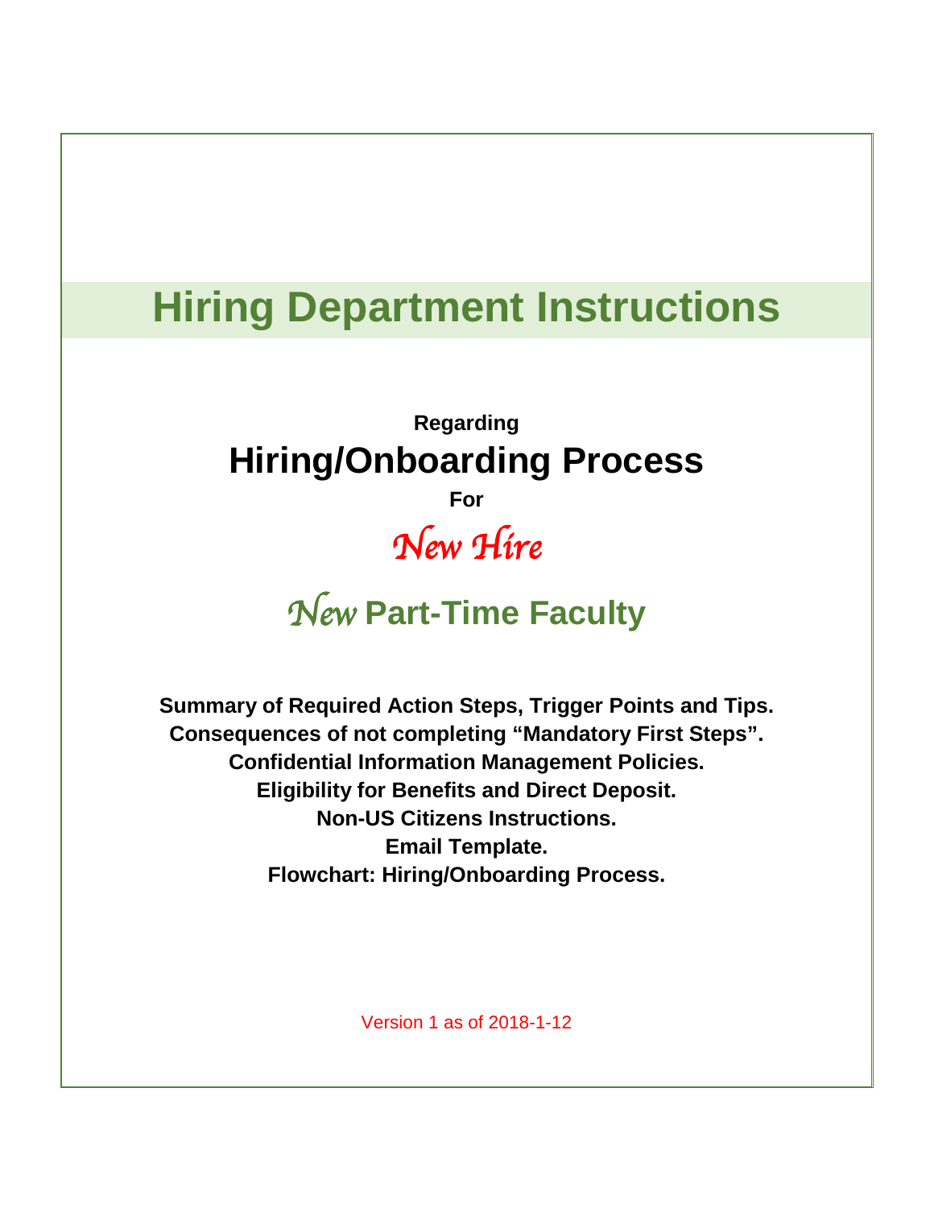# Hiring Department Instructions

**Regarding**

## Hiring/Onboarding Process

**For**

*New Hire*

## *New* Part-Time Faculty

**Summary of Required Action Steps, Trigger Points and Tips.**
**Consequences of not completing "Mandatory First Steps".**
**Confidential Information Management Policies.**
**Eligibility for Benefits and Direct Deposit.**
**Non-US Citizens Instructions.**
**Email Template.**
**Flowchart: Hiring/Onboarding Process.**

Version 1 as of 2018-1-12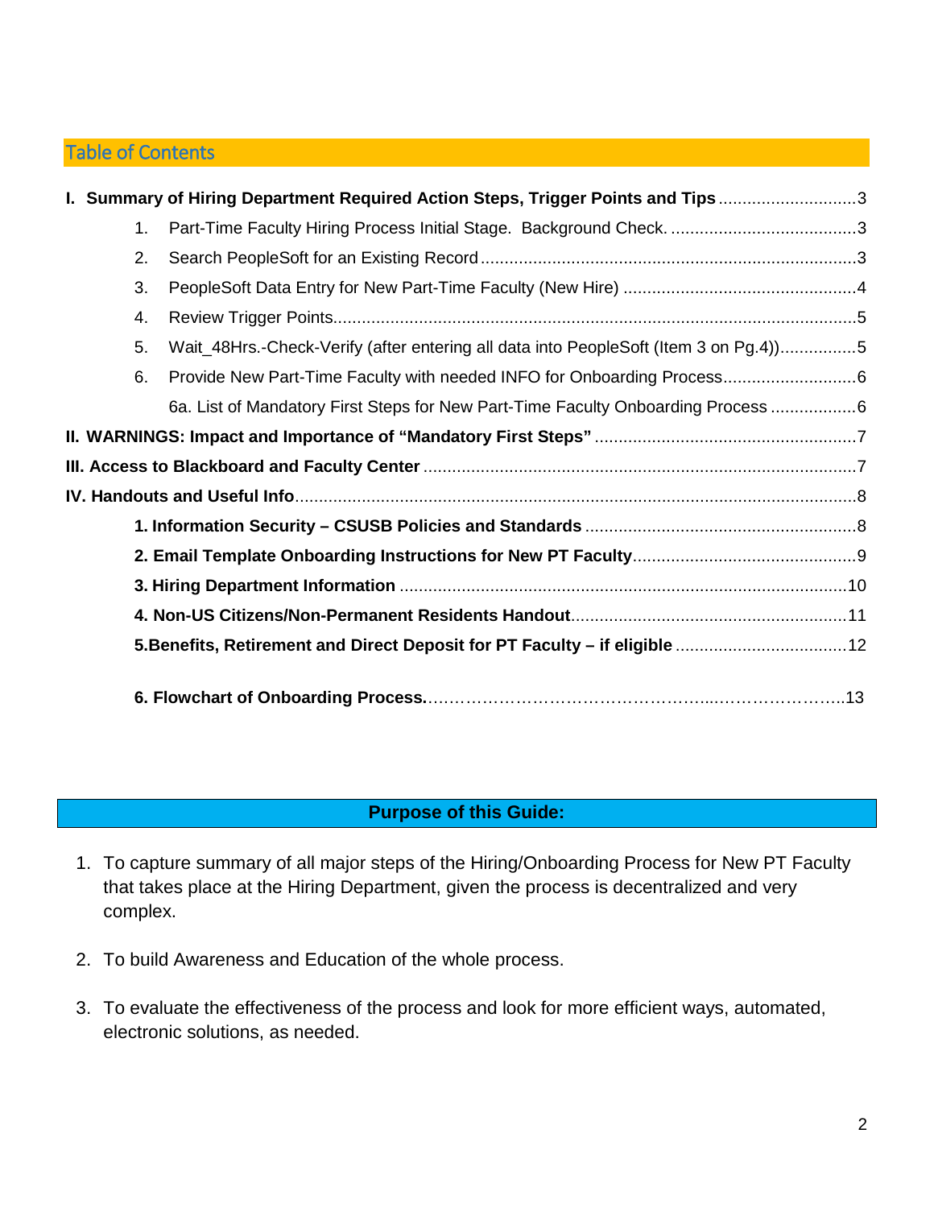## Table of Contents

**I. Summary of Hiring Department Required Action Steps, Trigger Points and Tips** .............................3

1. Part-Time Faculty Hiring Process Initial Stage. Background Check. .......................................3
2. Search PeopleSoft for an Existing Record ..............................................................................3
3. PeopleSoft Data Entry for New Part-Time Faculty (New Hire) .................................................4
4. Review Trigger Points.............................................................................................................5
5. Wait_48Hrs.-Check-Verify (after entering all data into PeopleSoft (Item 3 on Pg.4))................5
6. Provide New Part-Time Faculty with needed INFO for Onboarding Process............................6

   6a. List of Mandatory First Steps for New Part-Time Faculty Onboarding Process ..................6

**II. WARNINGS: Impact and Importance of "Mandatory First Steps"** ......................................................7

**III. Access to Blackboard and Faculty Center** ..........................................................................................7

**IV. Handouts and Useful Info**.....................................................................................................................8

**1. Information Security – CSUSB Policies and Standards** .........................................................8

**2. Email Template Onboarding Instructions for New PT Faculty**...............................................9

**3. Hiring Department Information** .............................................................................................10

**4. Non-US Citizens/Non-Permanent Residents Handout**..........................................................11

**5.Benefits, Retirement and Direct Deposit for PT Faculty – if eligible** ....................................12

**6. Flowchart of Onboarding Process.**……………………………………………...…………………..13

## Purpose of this Guide:

1. To capture summary of all major steps of the Hiring/Onboarding Process for New PT Faculty that takes place at the Hiring Department, given the process is decentralized and very complex.

2. To build Awareness and Education of the whole process.

3. To evaluate the effectiveness of the process and look for more efficient ways, automated, electronic solutions, as needed.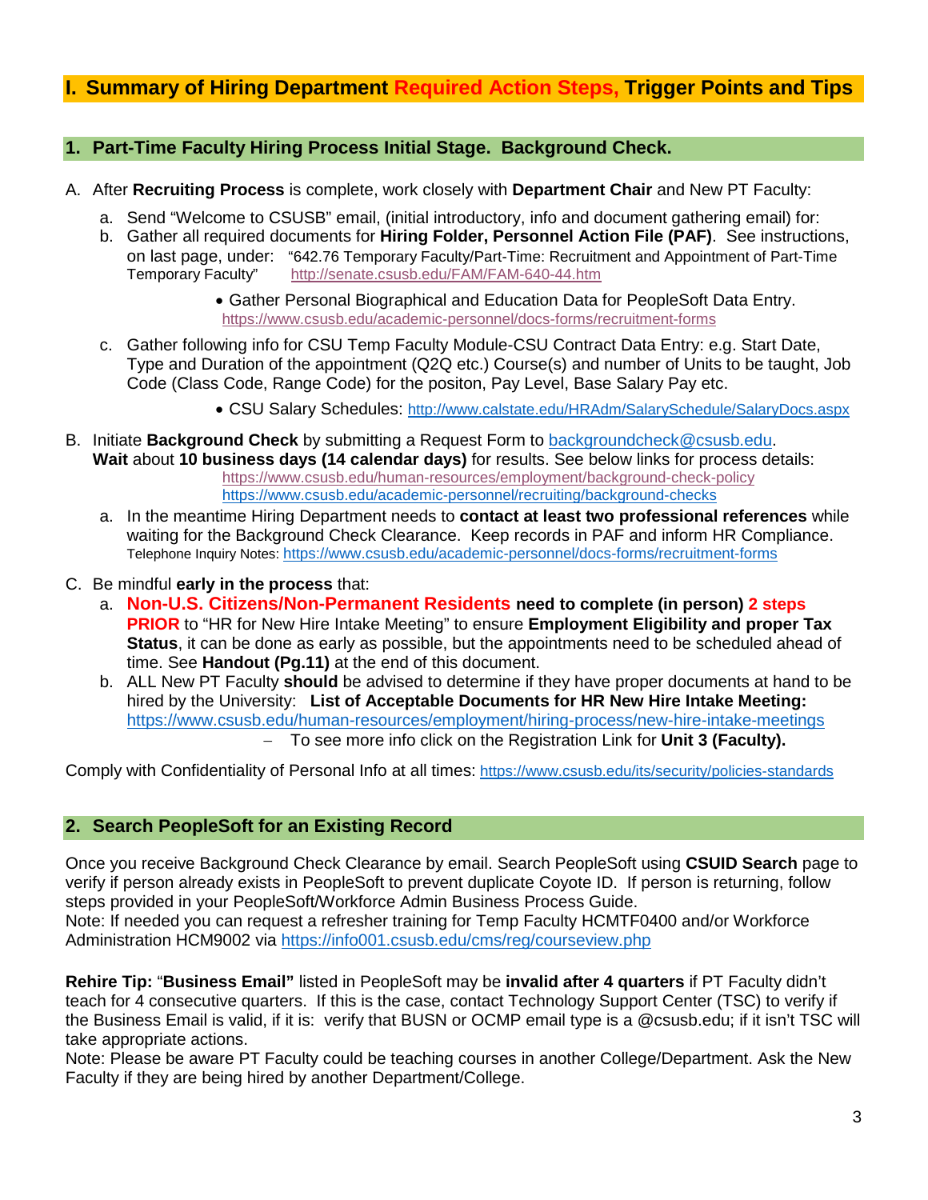# I. Summary of Hiring Department Required Action Steps, Trigger Points and Tips

## 1. Part-Time Faculty Hiring Process Initial Stage. Background Check.

A. After **Recruiting Process** is complete, work closely with **Department Chair** and New PT Faculty:

   a. Send "Welcome to CSUSB" email, (initial introductory, info and document gathering email) for:

   b. Gather all required documents for **Hiring Folder, Personnel Action File (PAF)**. See instructions, on last page, under: "642.76 Temporary Faculty/Part-Time: Recruitment and Appointment of Part-Time Temporary Faculty" http://senate.csusb.edu/FAM/FAM-640-44.htm

      - Gather Personal Biographical and Education Data for PeopleSoft Data Entry. https://www.csusb.edu/academic-personnel/docs-forms/recruitment-forms

   c. Gather following info for CSU Temp Faculty Module-CSU Contract Data Entry: e.g. Start Date, Type and Duration of the appointment (Q2Q etc.) Course(s) and number of Units to be taught, Job Code (Class Code, Range Code) for the positon, Pay Level, Base Salary Pay etc.

      - CSU Salary Schedules: http://www.calstate.edu/HRAdm/SalarySchedule/SalaryDocs.aspx

B. Initiate **Background Check** by submitting a Request Form to backgroundcheck@csusb.edu.
**Wait** about **10 business days (14 calendar days)** for results. See below links for process details:
https://www.csusb.edu/human-resources/employment/background-check-policy
https://www.csusb.edu/academic-personnel/recruiting/background-checks

   a. In the meantime Hiring Department needs to **contact at least two professional references** while waiting for the Background Check Clearance. Keep records in PAF and inform HR Compliance. Telephone Inquiry Notes: https://www.csusb.edu/academic-personnel/docs-forms/recruitment-forms

C. Be mindful **early in the process** that:

   a. **Non-U.S. Citizens/Non-Permanent Residents need to complete (in person) 2 steps PRIOR** to "HR for New Hire Intake Meeting" to ensure **Employment Eligibility and proper Tax Status**, it can be done as early as possible, but the appointments need to be scheduled ahead of time. See **Handout (Pg.11)** at the end of this document.

   b. ALL New PT Faculty **should** be advised to determine if they have proper documents at hand to be hired by the University: **List of Acceptable Documents for HR New Hire Intake Meeting:** https://www.csusb.edu/human-resources/employment/hiring-process/new-hire-intake-meetings

      – To see more info click on the Registration Link for **Unit 3 (Faculty).**

Comply with Confidentiality of Personal Info at all times: https://www.csusb.edu/its/security/policies-standards

## 2. Search PeopleSoft for an Existing Record

Once you receive Background Check Clearance by email. Search PeopleSoft using **CSUID Search** page to verify if person already exists in PeopleSoft to prevent duplicate Coyote ID. If person is returning, follow steps provided in your PeopleSoft/Workforce Admin Business Process Guide.
Note: If needed you can request a refresher training for Temp Faculty HCMTF0400 and/or Workforce Administration HCM9002 via https://info001.csusb.edu/cms/reg/courseview.php

**Rehire Tip:** "**Business Email"** listed in PeopleSoft may be **invalid after 4 quarters** if PT Faculty didn't teach for 4 consecutive quarters. If this is the case, contact Technology Support Center (TSC) to verify if the Business Email is valid, if it is: verify that BUSN or OCMP email type is a @csusb.edu; if it isn't TSC will take appropriate actions.
Note: Please be aware PT Faculty could be teaching courses in another College/Department. Ask the New Faculty if they are being hired by another Department/College.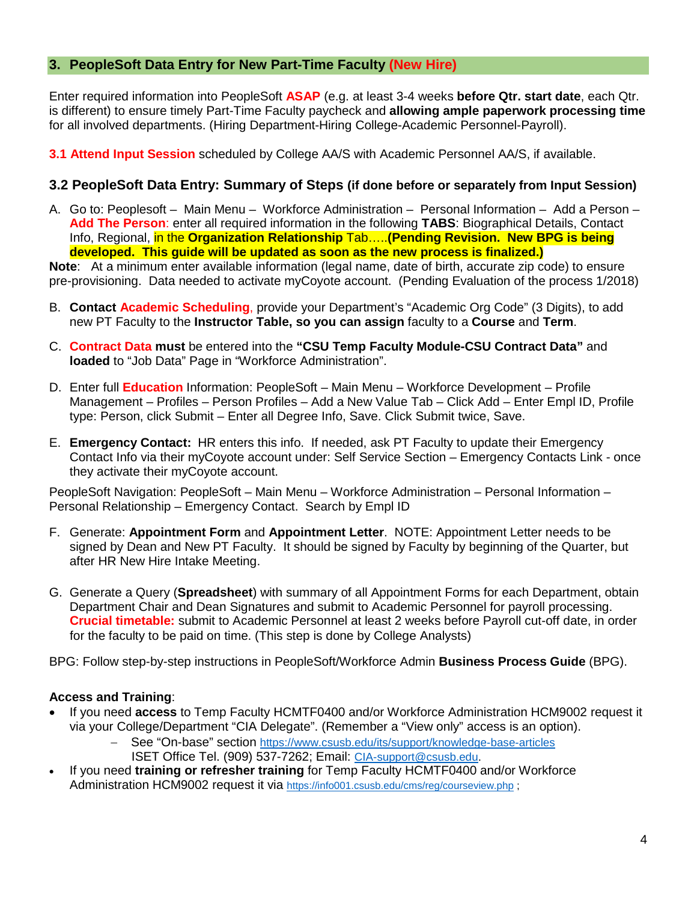## 3. PeopleSoft Data Entry for New Part-Time Faculty (New Hire)

Enter required information into PeopleSoft **ASAP** (e.g. at least 3-4 weeks **before Qtr. start date**, each Qtr. is different) to ensure timely Part-Time Faculty paycheck and **allowing ample paperwork processing time** for all involved departments. (Hiring Department-Hiring College-Academic Personnel-Payroll).

**3.1 Attend Input Session** scheduled by College AA/S with Academic Personnel AA/S, if available.

### 3.2 PeopleSoft Data Entry: Summary of Steps (if done before or separately from Input Session)

A. Go to: Peoplesoft – Main Menu – Workforce Administration – Personal Information – Add a Person – **Add The Person**: enter all required information in the following **TABS**: Biographical Details, Contact Info, Regional, in the **Organization Relationship** Tab…..**(Pending Revision. New BPG is being developed. This guide will be updated as soon as the new process is finalized.)**

**Note**: At a minimum enter available information (legal name, date of birth, accurate zip code) to ensure pre-provisioning. Data needed to activate myCoyote account. (Pending Evaluation of the process 1/2018)

B. **Contact Academic Scheduling**, provide your Department's "Academic Org Code" (3 Digits), to add new PT Faculty to the **Instructor Table, so you can assign** faculty to a **Course** and **Term**.

C. **Contract Data must** be entered into the **"CSU Temp Faculty Module-CSU Contract Data"** and **loaded** to "Job Data" Page in "Workforce Administration".

D. Enter full **Education** Information: PeopleSoft – Main Menu – Workforce Development – Profile Management – Profiles – Person Profiles – Add a New Value Tab – Click Add – Enter Empl ID, Profile type: Person, click Submit – Enter all Degree Info, Save. Click Submit twice, Save.

E. **Emergency Contact:** HR enters this info. If needed, ask PT Faculty to update their Emergency Contact Info via their myCoyote account under: Self Service Section – Emergency Contacts Link - once they activate their myCoyote account.

PeopleSoft Navigation: PeopleSoft – Main Menu – Workforce Administration – Personal Information – Personal Relationship – Emergency Contact. Search by Empl ID

F. Generate: **Appointment Form** and **Appointment Letter**. NOTE: Appointment Letter needs to be signed by Dean and New PT Faculty. It should be signed by Faculty by beginning of the Quarter, but after HR New Hire Intake Meeting.

G. Generate a Query (**Spreadsheet**) with summary of all Appointment Forms for each Department, obtain Department Chair and Dean Signatures and submit to Academic Personnel for payroll processing. **Crucial timetable:** submit to Academic Personnel at least 2 weeks before Payroll cut-off date, in order for the faculty to be paid on time. (This step is done by College Analysts)

BPG: Follow step-by-step instructions in PeopleSoft/Workforce Admin **Business Process Guide** (BPG).

**Access and Training**:

- If you need **access** to Temp Faculty HCMTF0400 and/or Workforce Administration HCM9002 request it via your College/Department "CIA Delegate". (Remember a "View only" access is an option).
  - See "On-base" section https://www.csusb.edu/its/support/knowledge-base-articles ISET Office Tel. (909) 537-7262; Email: CIA-support@csusb.edu.
- If you need **training or refresher training** for Temp Faculty HCMTF0400 and/or Workforce Administration HCM9002 request it via https://info001.csusb.edu/cms/reg/courseview.php ;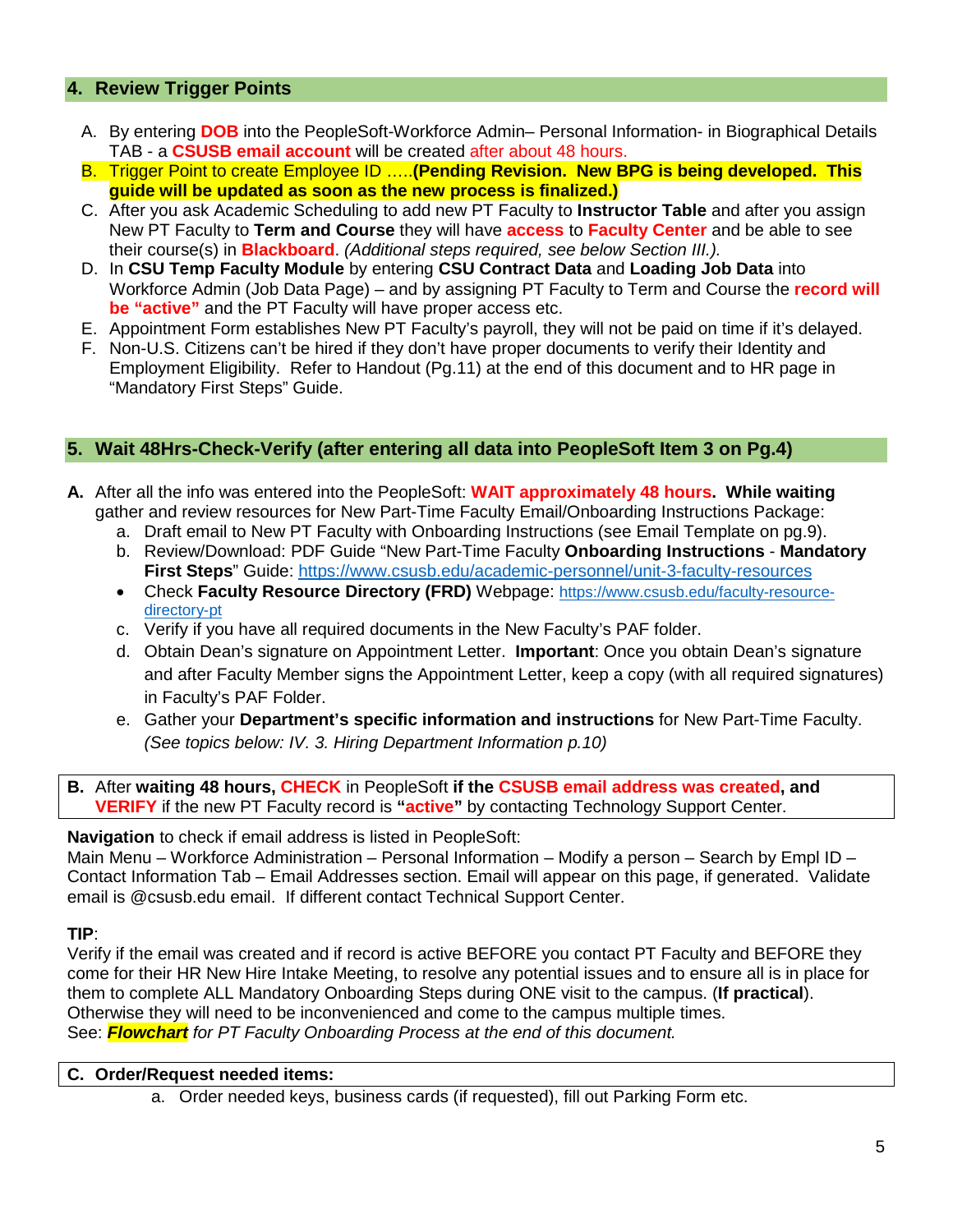## 4. Review Trigger Points

A. By entering **DOB** into the PeopleSoft-Workforce Admin– Personal Information- in Biographical Details TAB - a **CSUSB email account** will be created after about 48 hours.
B. Trigger Point to create Employee ID .....**(Pending Revision. New BPG is being developed. This guide will be updated as soon as the new process is finalized.)**
C. After you ask Academic Scheduling to add new PT Faculty to **Instructor Table** and after you assign New PT Faculty to **Term and Course** they will have **access** to **Faculty Center** and be able to see their course(s) in **Blackboard**. *(Additional steps required, see below Section III.).*
D. In **CSU Temp Faculty Module** by entering **CSU Contract Data** and **Loading Job Data** into Workforce Admin (Job Data Page) – and by assigning PT Faculty to Term and Course the **record will be "active"** and the PT Faculty will have proper access etc.
E. Appointment Form establishes New PT Faculty's payroll, they will not be paid on time if it's delayed.
F. Non-U.S. Citizens can't be hired if they don't have proper documents to verify their Identity and Employment Eligibility. Refer to Handout (Pg.11) at the end of this document and to HR page in "Mandatory First Steps" Guide.

## 5. Wait 48Hrs-Check-Verify (after entering all data into PeopleSoft Item 3 on Pg.4)

**A.** After all the info was entered into the PeopleSoft: **WAIT approximately 48 hours. While waiting** gather and review resources for New Part-Time Faculty Email/Onboarding Instructions Package:

a. Draft email to New PT Faculty with Onboarding Instructions (see Email Template on pg.9).
b. Review/Download: PDF Guide "New Part-Time Faculty **Onboarding Instructions** - **Mandatory First Steps**" Guide: https://www.csusb.edu/academic-personnel/unit-3-faculty-resources

- Check **Faculty Resource Directory (FRD)** Webpage: https://www.csusb.edu/faculty-resource-directory-pt

c. Verify if you have all required documents in the New Faculty's PAF folder.
d. Obtain Dean's signature on Appointment Letter. **Important**: Once you obtain Dean's signature and after Faculty Member signs the Appointment Letter, keep a copy (with all required signatures) in Faculty's PAF Folder.
e. Gather your **Department's specific information and instructions** for New Part-Time Faculty. *(See topics below: IV. 3. Hiring Department Information p.10)*

**B.** After **waiting 48 hours, CHECK** in PeopleSoft **if the CSUSB email address was created, and VERIFY** if the new PT Faculty record is **"active"** by contacting Technology Support Center.

**Navigation** to check if email address is listed in PeopleSoft:
Main Menu – Workforce Administration – Personal Information – Modify a person – Search by Empl ID – Contact Information Tab – Email Addresses section. Email will appear on this page, if generated. Validate email is @csusb.edu email. If different contact Technical Support Center.

**TIP**:
Verify if the email was created and if record is active BEFORE you contact PT Faculty and BEFORE they come for their HR New Hire Intake Meeting, to resolve any potential issues and to ensure all is in place for them to complete ALL Mandatory Onboarding Steps during ONE visit to the campus. (**If practical**). Otherwise they will need to be inconvenienced and come to the campus multiple times.
See: ***Flowchart*** *for PT Faculty Onboarding Process at the end of this document.*

**C. Order/Request needed items:**

a. Order needed keys, business cards (if requested), fill out Parking Form etc.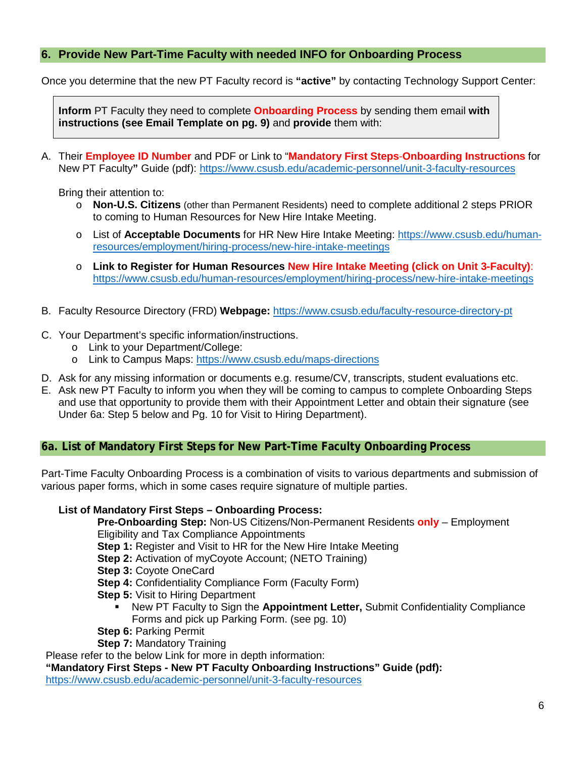## 6. Provide New Part-Time Faculty with needed INFO for Onboarding Process

Once you determine that the new PT Faculty record is **"active"** by contacting Technology Support Center:

> **Inform** PT Faculty they need to complete **Onboarding Process** by sending them email **with instructions (see Email Template on pg. 9)** and **provide** them with:

A. Their **Employee ID Number** and PDF or Link to "**Mandatory First Steps-Onboarding Instructions** for New PT Faculty**"** Guide (pdf): https://www.csusb.edu/academic-personnel/unit-3-faculty-resources

   Bring their attention to:
   - **Non-U.S. Citizens** (other than Permanent Residents) need to complete additional 2 steps PRIOR to coming to Human Resources for New Hire Intake Meeting.
   - List of **Acceptable Documents** for HR New Hire Intake Meeting: https://www.csusb.edu/human-resources/employment/hiring-process/new-hire-intake-meetings
   - **Link to Register for Human Resources New Hire Intake Meeting (click on Unit 3-Faculty)**: https://www.csusb.edu/human-resources/employment/hiring-process/new-hire-intake-meetings

B. Faculty Resource Directory (FRD) **Webpage:** https://www.csusb.edu/faculty-resource-directory-pt

C. Your Department's specific information/instructions.
   - Link to your Department/College:
   - Link to Campus Maps: https://www.csusb.edu/maps-directions

D. Ask for any missing information or documents e.g. resume/CV, transcripts, student evaluations etc.

E. Ask new PT Faculty to inform you when they will be coming to campus to complete Onboarding Steps and use that opportunity to provide them with their Appointment Letter and obtain their signature (see Under 6a: Step 5 below and Pg. 10 for Visit to Hiring Department).

## 6a. List of Mandatory First Steps for New Part-Time Faculty Onboarding Process

Part-Time Faculty Onboarding Process is a combination of visits to various departments and submission of various paper forms, which in some cases require signature of multiple parties.

**List of Mandatory First Steps – Onboarding Process:**

**Pre-Onboarding Step:** Non-US Citizens/Non-Permanent Residents **only** – Employment Eligibility and Tax Compliance Appointments
**Step 1:** Register and Visit to HR for the New Hire Intake Meeting
**Step 2:** Activation of myCoyote Account; (NETO Training)
**Step 3:** Coyote OneCard
**Step 4:** Confidentiality Compliance Form (Faculty Form)
**Step 5:** Visit to Hiring Department
- New PT Faculty to Sign the **Appointment Letter,** Submit Confidentiality Compliance Forms and pick up Parking Form. (see pg. 10)

**Step 6:** Parking Permit
**Step 7:** Mandatory Training

Please refer to the below Link for more in depth information:
**"Mandatory First Steps - New PT Faculty Onboarding Instructions" Guide (pdf):**
https://www.csusb.edu/academic-personnel/unit-3-faculty-resources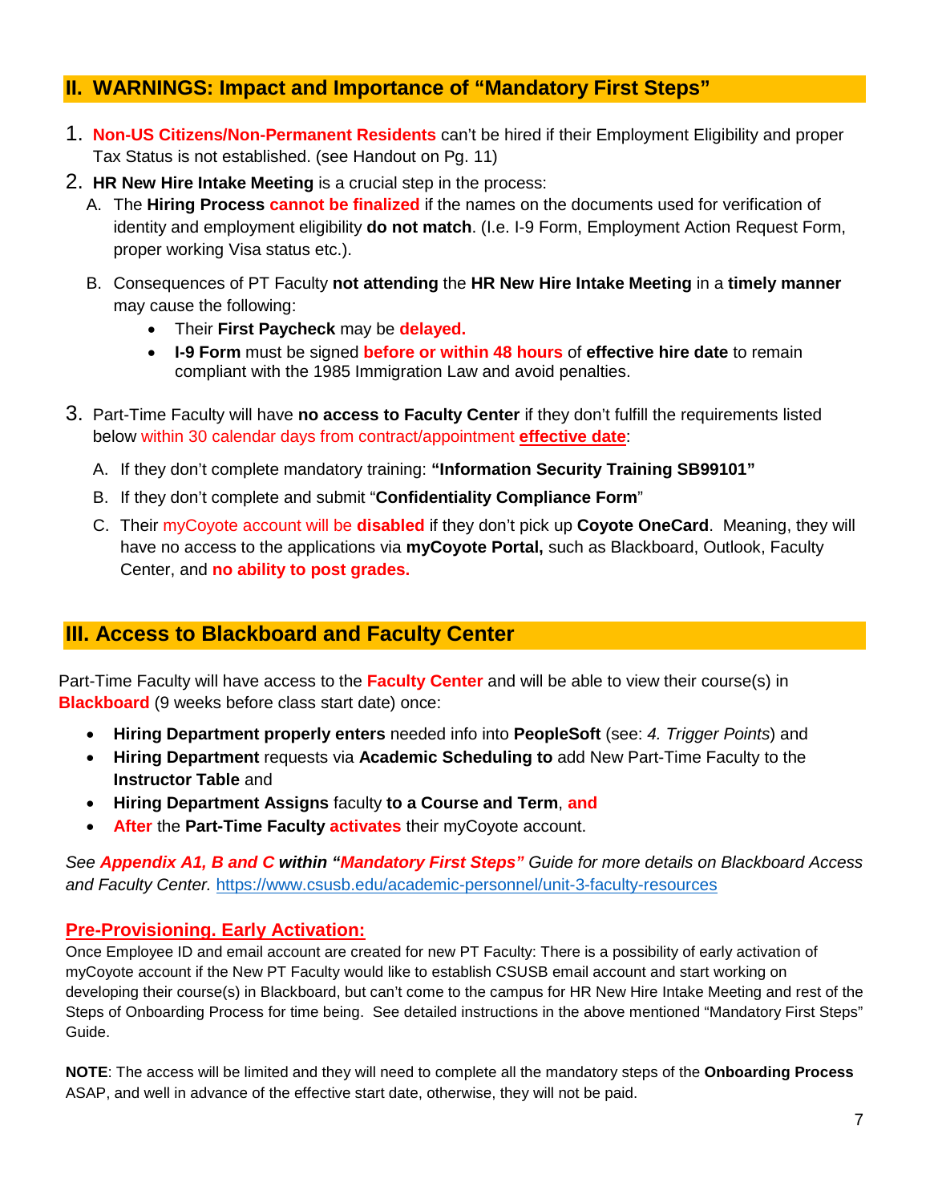## II. WARNINGS: Impact and Importance of "Mandatory First Steps"

1. **Non-US Citizens/Non-Permanent Residents** can't be hired if their Employment Eligibility and proper Tax Status is not established. (see Handout on Pg. 11)
2. **HR New Hire Intake Meeting** is a crucial step in the process:
   A. The **Hiring Process cannot be finalized** if the names on the documents used for verification of identity and employment eligibility **do not match**. (I.e. I-9 Form, Employment Action Request Form, proper working Visa status etc.).

   B. Consequences of PT Faculty **not attending** the **HR New Hire Intake Meeting** in a **timely manner** may cause the following:
      - Their **First Paycheck** may be **delayed.**
      - **I-9 Form** must be signed **before or within 48 hours** of **effective hire date** to remain compliant with the 1985 Immigration Law and avoid penalties.

3. Part-Time Faculty will have **no access to Faculty Center** if they don't fulfill the requirements listed below within 30 calendar days from contract/appointment **effective date**:

   A. If they don't complete mandatory training: **"Information Security Training SB99101"**

   B. If they don't complete and submit "**Confidentiality Compliance Form**"

   C. Their myCoyote account will be **disabled** if they don't pick up **Coyote OneCard**. Meaning, they will have no access to the applications via **myCoyote Portal,** such as Blackboard, Outlook, Faculty Center, and **no ability to post grades.**

## III. Access to Blackboard and Faculty Center

Part-Time Faculty will have access to the **Faculty Center** and will be able to view their course(s) in **Blackboard** (9 weeks before class start date) once:

- **Hiring Department properly enters** needed info into **PeopleSoft** (see: *4. Trigger Points*) and
- **Hiring Department** requests via **Academic Scheduling to** add New Part-Time Faculty to the **Instructor Table** and
- **Hiring Department Assigns** faculty **to a Course and Term**, **and**
- **After** the **Part-Time Faculty activates** their myCoyote account.

*See **Appendix A1, B and C** **within "Mandatory First Steps"** Guide for more details on Blackboard Access and Faculty Center.* https://www.csusb.edu/academic-personnel/unit-3-faculty-resources

### Pre-Provisioning. Early Activation:

Once Employee ID and email account are created for new PT Faculty: There is a possibility of early activation of myCoyote account if the New PT Faculty would like to establish CSUSB email account and start working on developing their course(s) in Blackboard, but can't come to the campus for HR New Hire Intake Meeting and rest of the Steps of Onboarding Process for time being. See detailed instructions in the above mentioned "Mandatory First Steps" Guide.

**NOTE**: The access will be limited and they will need to complete all the mandatory steps of the **Onboarding Process** ASAP, and well in advance of the effective start date, otherwise, they will not be paid.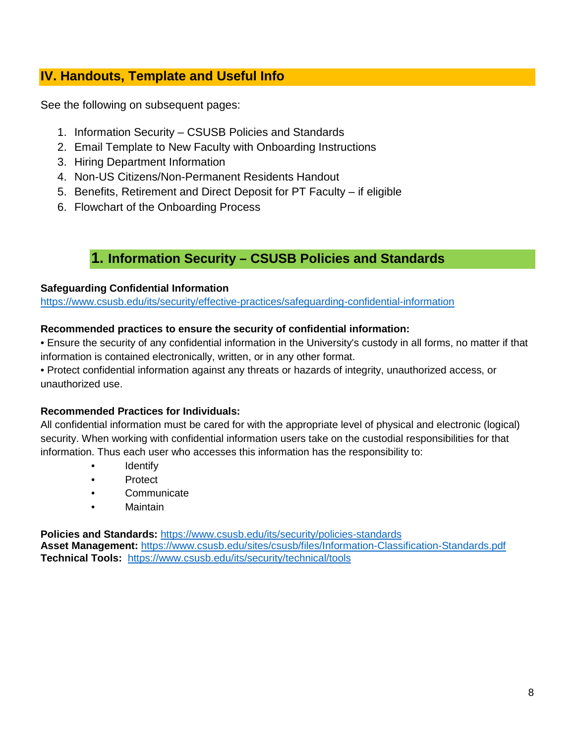## IV. Handouts, Template and Useful Info

See the following on subsequent pages:

1. Information Security – CSUSB Policies and Standards
2. Email Template to New Faculty with Onboarding Instructions
3. Hiring Department Information
4. Non-US Citizens/Non-Permanent Residents Handout
5. Benefits, Retirement and Direct Deposit for PT Faculty – if eligible
6. Flowchart of the Onboarding Process

### 1. Information Security – CSUSB Policies and Standards

**Safeguarding Confidential Information**
https://www.csusb.edu/its/security/effective-practices/safeguarding-confidential-information

**Recommended practices to ensure the security of confidential information:**
• Ensure the security of any confidential information in the University's custody in all forms, no matter if that information is contained electronically, written, or in any other format.
• Protect confidential information against any threats or hazards of integrity, unauthorized access, or unauthorized use.

**Recommended Practices for Individuals:**
All confidential information must be cared for with the appropriate level of physical and electronic (logical) security. When working with confidential information users take on the custodial responsibilities for that information. Thus each user who accesses this information has the responsibility to:

- Identify
- Protect
- Communicate
- Maintain

**Policies and Standards:** https://www.csusb.edu/its/security/policies-standards
**Asset Management:** https://www.csusb.edu/sites/csusb/files/Information-Classification-Standards.pdf
**Technical Tools:** https://www.csusb.edu/its/security/technical/tools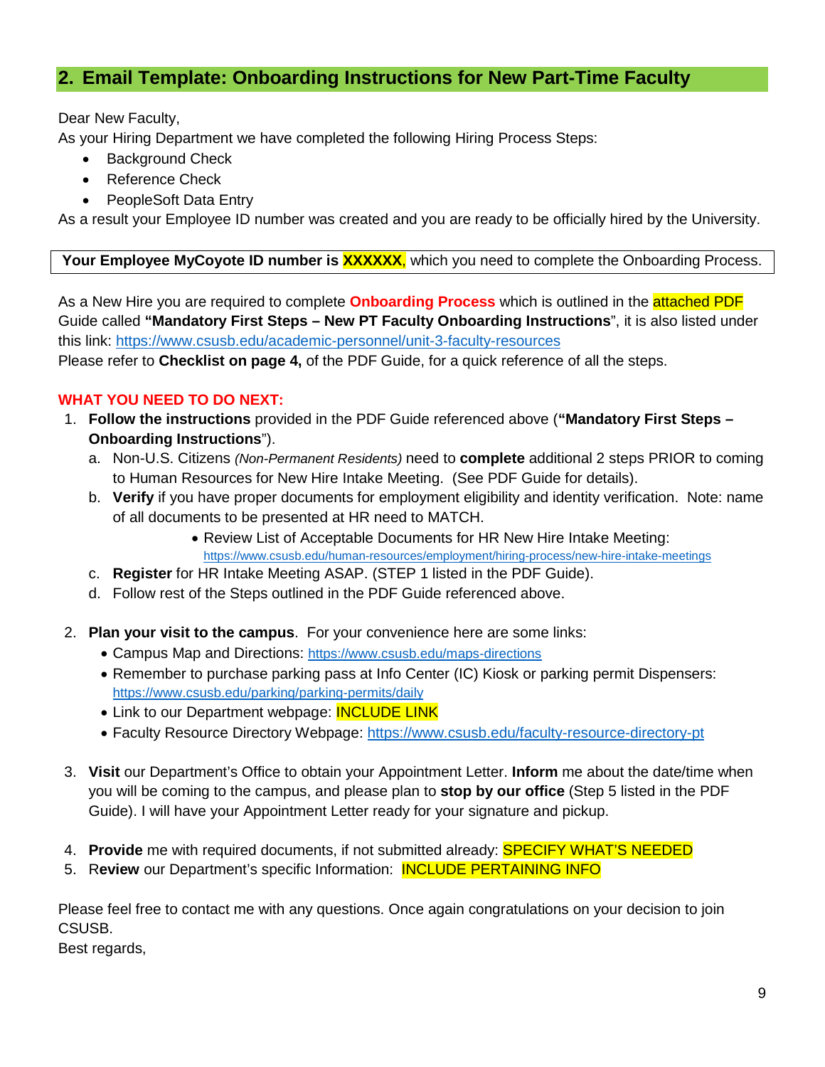## 2. Email Template: Onboarding Instructions for New Part-Time Faculty

Dear New Faculty,

As your Hiring Department we have completed the following Hiring Process Steps:

- Background Check
- Reference Check
- PeopleSoft Data Entry

As a result your Employee ID number was created and you are ready to be officially hired by the University.

**Your Employee MyCoyote ID number is XXXXXX**, which you need to complete the Onboarding Process.

As a New Hire you are required to complete **Onboarding Process** which is outlined in the attached PDF Guide called **"Mandatory First Steps – New PT Faculty Onboarding Instructions**", it is also listed under this link: https://www.csusb.edu/academic-personnel/unit-3-faculty-resources

Please refer to **Checklist on page 4,** of the PDF Guide, for a quick reference of all the steps.

**WHAT YOU NEED TO DO NEXT:**

1. **Follow the instructions** provided in the PDF Guide referenced above (**"Mandatory First Steps – Onboarding Instructions**").
   a. Non-U.S. Citizens *(Non-Permanent Residents)* need to **complete** additional 2 steps PRIOR to coming to Human Resources for New Hire Intake Meeting. (See PDF Guide for details).
   b. **Verify** if you have proper documents for employment eligibility and identity verification. Note: name of all documents to be presented at HR need to MATCH.
      - Review List of Acceptable Documents for HR New Hire Intake Meeting: https://www.csusb.edu/human-resources/employment/hiring-process/new-hire-intake-meetings
   c. **Register** for HR Intake Meeting ASAP. (STEP 1 listed in the PDF Guide).
   d. Follow rest of the Steps outlined in the PDF Guide referenced above.

2. **Plan your visit to the campus**. For your convenience here are some links:
   - Campus Map and Directions: https://www.csusb.edu/maps-directions
   - Remember to purchase parking pass at Info Center (IC) Kiosk or parking permit Dispensers: https://www.csusb.edu/parking/parking-permits/daily
   - Link to our Department webpage: INCLUDE LINK
   - Faculty Resource Directory Webpage: https://www.csusb.edu/faculty-resource-directory-pt

3. **Visit** our Department's Office to obtain your Appointment Letter. **Inform** me about the date/time when you will be coming to the campus, and please plan to **stop by our office** (Step 5 listed in the PDF Guide). I will have your Appointment Letter ready for your signature and pickup.

4. **Provide** me with required documents, if not submitted already: SPECIFY WHAT'S NEEDED
5. R**eview** our Department's specific Information: INCLUDE PERTAINING INFO

Please feel free to contact me with any questions. Once again congratulations on your decision to join CSUSB.

Best regards,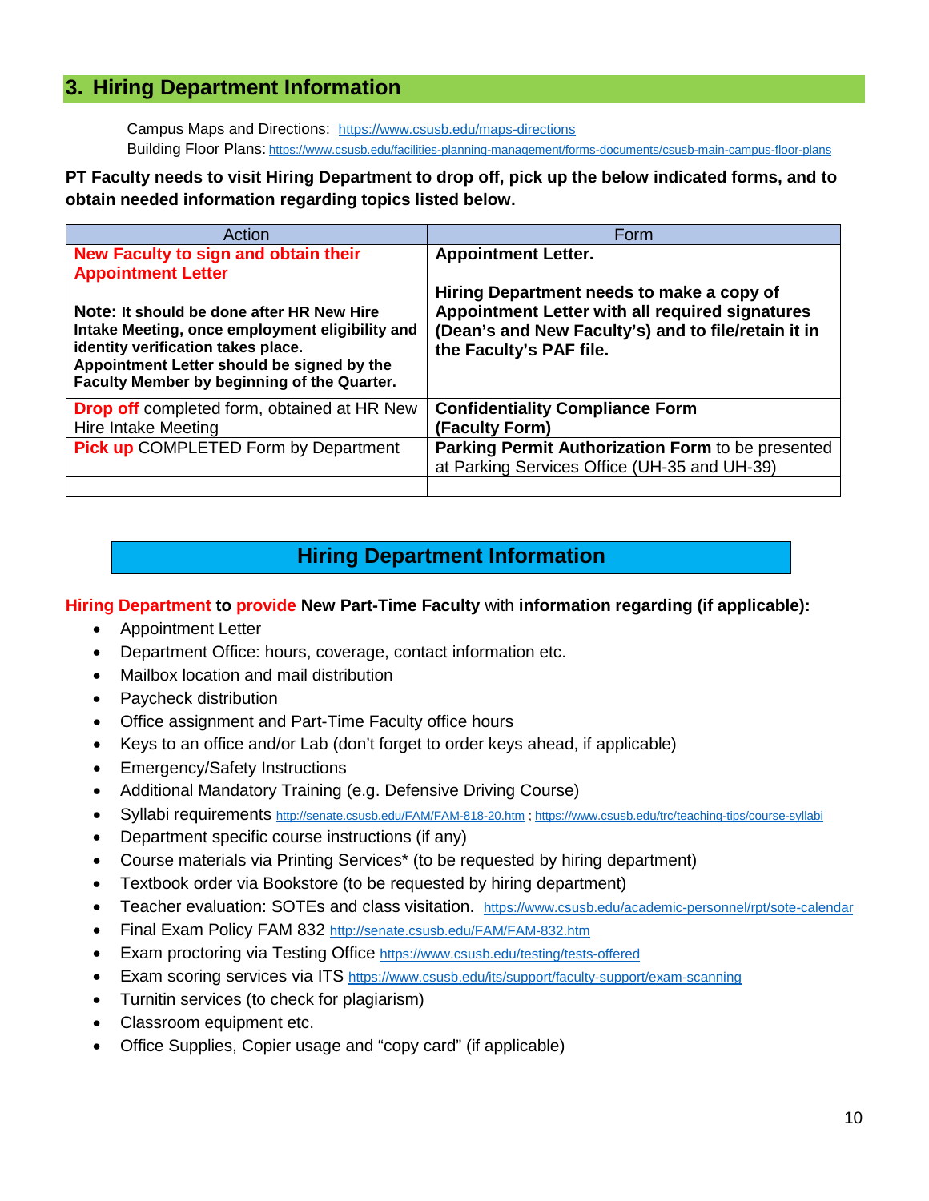## 3. Hiring Department Information

Campus Maps and Directions: https://www.csusb.edu/maps-directions
Building Floor Plans: https://www.csusb.edu/facilities-planning-management/forms-documents/csusb-main-campus-floor-plans

**PT Faculty needs to visit Hiring Department to drop off, pick up the below indicated forms, and to obtain needed information regarding topics listed below.**

| Action | Form |
|---|---|
| **New Faculty to sign and obtain their Appointment Letter**<br><br>**Note: It should be done after HR New Hire Intake Meeting, once employment eligibility and identity verification takes place. Appointment Letter should be signed by the Faculty Member by beginning of the Quarter.** | **Appointment Letter.**<br><br>**Hiring Department needs to make a copy of Appointment Letter with all required signatures (Dean's and New Faculty's) and to file/retain it in the Faculty's PAF file.** |
| **Drop off** completed form, obtained at HR New Hire Intake Meeting | **Confidentiality Compliance Form (Faculty Form)** |
| **Pick up** COMPLETED Form by Department | **Parking Permit Authorization Form** to be presented at Parking Services Office (UH-35 and UH-39) |
| | |

## Hiring Department Information

**Hiring Department to provide New Part-Time Faculty** with **information regarding (if applicable):**

- Appointment Letter
- Department Office: hours, coverage, contact information etc.
- Mailbox location and mail distribution
- Paycheck distribution
- Office assignment and Part-Time Faculty office hours
- Keys to an office and/or Lab (don't forget to order keys ahead, if applicable)
- Emergency/Safety Instructions
- Additional Mandatory Training (e.g. Defensive Driving Course)
- Syllabi requirements http://senate.csusb.edu/FAM/FAM-818-20.htm ; https://www.csusb.edu/trc/teaching-tips/course-syllabi
- Department specific course instructions (if any)
- Course materials via Printing Services* (to be requested by hiring department)
- Textbook order via Bookstore (to be requested by hiring department)
- Teacher evaluation: SOTEs and class visitation. https://www.csusb.edu/academic-personnel/rpt/sote-calendar
- Final Exam Policy FAM 832 http://senate.csusb.edu/FAM/FAM-832.htm
- Exam proctoring via Testing Office https://www.csusb.edu/testing/tests-offered
- Exam scoring services via ITS https://www.csusb.edu/its/support/faculty-support/exam-scanning
- Turnitin services (to check for plagiarism)
- Classroom equipment etc.
- Office Supplies, Copier usage and "copy card" (if applicable)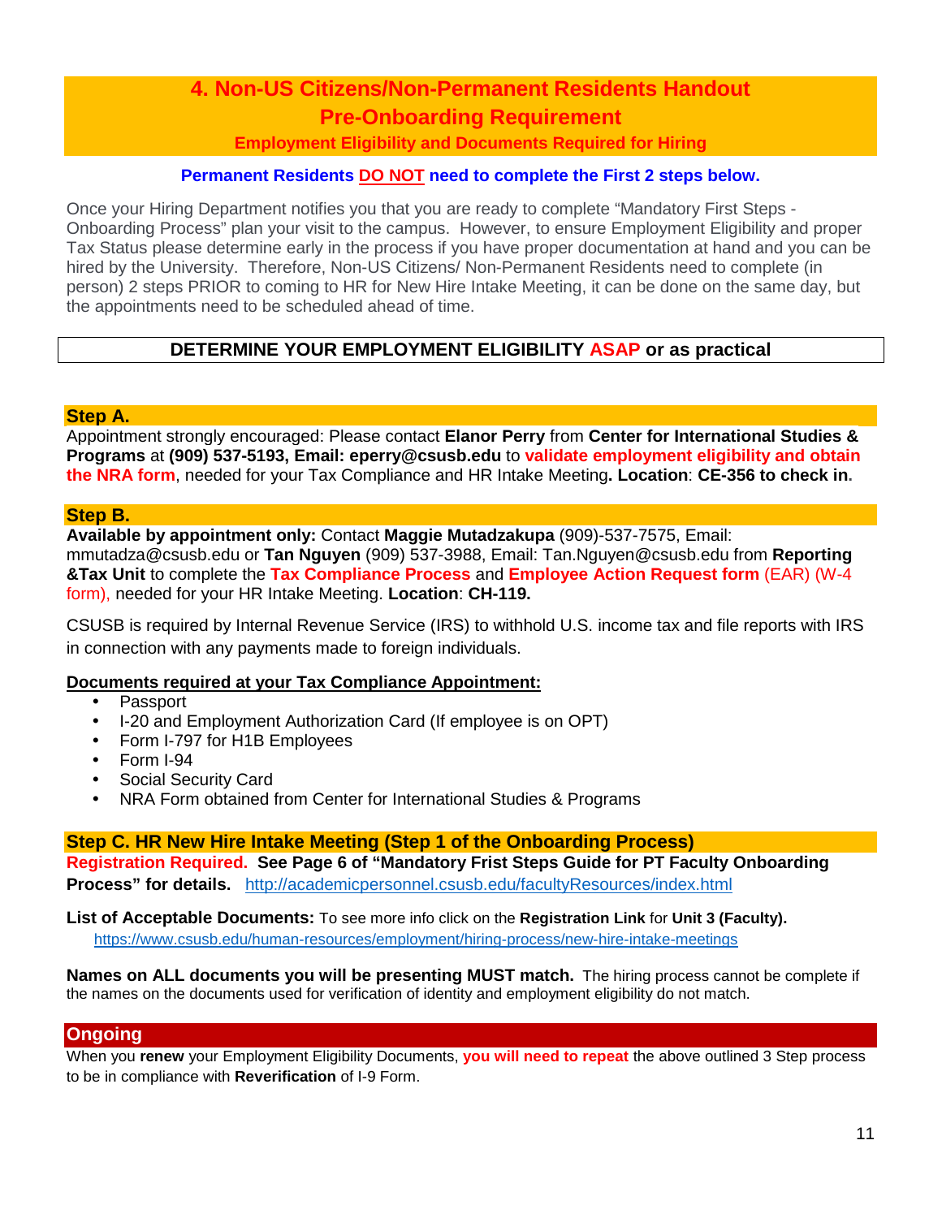# 4. Non-US Citizens/Non-Permanent Residents Handout

## Pre-Onboarding Requirement

### Employment Eligibility and Documents Required for Hiring

**Permanent Residents DO NOT need to complete the First 2 steps below.**

Once your Hiring Department notifies you that you are ready to complete "Mandatory First Steps - Onboarding Process" plan your visit to the campus. However, to ensure Employment Eligibility and proper Tax Status please determine early in the process if you have proper documentation at hand and you can be hired by the University. Therefore, Non-US Citizens/ Non-Permanent Residents need to complete (in person) 2 steps PRIOR to coming to HR for New Hire Intake Meeting, it can be done on the same day, but the appointments need to be scheduled ahead of time.

**DETERMINE YOUR EMPLOYMENT ELIGIBILITY ASAP or as practical**

### Step A.

Appointment strongly encouraged: Please contact **Elanor Perry** from **Center for International Studies & Programs** at **(909) 537-5193, Email: eperry@csusb.edu** to **validate employment eligibility and obtain the NRA form**, needed for your Tax Compliance and HR Intake Meeting**. Location**: **CE-356 to check in.**

### Step B.

**Available by appointment only:** Contact **Maggie Mutadzakupa** (909)-537-7575, Email: mmutadza@csusb.edu or **Tan Nguyen** (909) 537-3988, Email: Tan.Nguyen@csusb.edu from **Reporting &Tax Unit** to complete the **Tax Compliance Process** and **Employee Action Request form** (EAR) (W-4 form), needed for your HR Intake Meeting. **Location**: **CH-119.**

CSUSB is required by Internal Revenue Service (IRS) to withhold U.S. income tax and file reports with IRS in connection with any payments made to foreign individuals.

**Documents required at your Tax Compliance Appointment:**

- Passport
- I-20 and Employment Authorization Card (If employee is on OPT)
- Form I-797 for H1B Employees
- Form I-94
- Social Security Card
- NRA Form obtained from Center for International Studies & Programs

### Step C. HR New Hire Intake Meeting (Step 1 of the Onboarding Process)

**Registration Required. See Page 6 of "Mandatory Frist Steps Guide for PT Faculty Onboarding Process" for details.** http://academicpersonnel.csusb.edu/facultyResources/index.html

**List of Acceptable Documents:** To see more info click on the **Registration Link** for **Unit 3 (Faculty).**
https://www.csusb.edu/human-resources/employment/hiring-process/new-hire-intake-meetings

**Names on ALL documents you will be presenting MUST match.** The hiring process cannot be complete if the names on the documents used for verification of identity and employment eligibility do not match.

### Ongoing

When you **renew** your Employment Eligibility Documents, **you will need to repeat** the above outlined 3 Step process to be in compliance with **Reverification** of I-9 Form.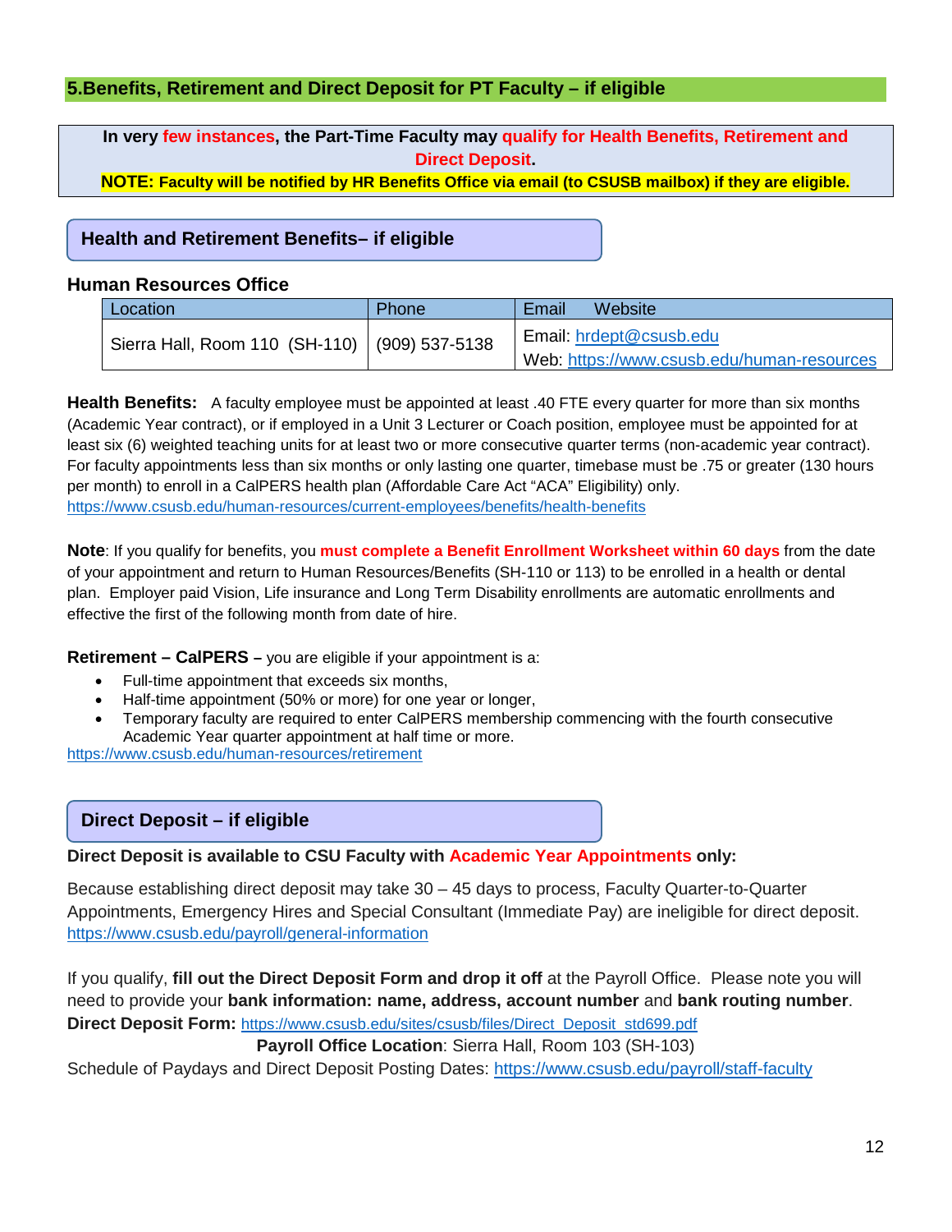## 5.Benefits, Retirement and Direct Deposit for PT Faculty – if eligible

**In very few instances, the Part-Time Faculty may qualify for Health Benefits, Retirement and Direct Deposit.**
**NOTE: Faculty will be notified by HR Benefits Office via email (to CSUSB mailbox) if they are eligible.**

### Health and Retirement Benefits– if eligible

**Human Resources Office**

| Location | Phone | Email Website |
|---|---|---|
| Sierra Hall, Room 110 (SH-110) | (909) 537-5138 | Email: hrdept@csusb.edu<br>Web: https://www.csusb.edu/human-resources |

**Health Benefits:** A faculty employee must be appointed at least .40 FTE every quarter for more than six months (Academic Year contract), or if employed in a Unit 3 Lecturer or Coach position, employee must be appointed for at least six (6) weighted teaching units for at least two or more consecutive quarter terms (non-academic year contract). For faculty appointments less than six months or only lasting one quarter, timebase must be .75 or greater (130 hours per month) to enroll in a CalPERS health plan (Affordable Care Act "ACA" Eligibility) only.
https://www.csusb.edu/human-resources/current-employees/benefits/health-benefits

**Note**: If you qualify for benefits, you **must complete a Benefit Enrollment Worksheet within 60 days** from the date of your appointment and return to Human Resources/Benefits (SH-110 or 113) to be enrolled in a health or dental plan. Employer paid Vision, Life insurance and Long Term Disability enrollments are automatic enrollments and effective the first of the following month from date of hire.

**Retirement – CalPERS –** you are eligible if your appointment is a:

- Full-time appointment that exceeds six months,
- Half-time appointment (50% or more) for one year or longer,
- Temporary faculty are required to enter CalPERS membership commencing with the fourth consecutive Academic Year quarter appointment at half time or more.

https://www.csusb.edu/human-resources/retirement

### Direct Deposit – if eligible

**Direct Deposit is available to CSU Faculty with Academic Year Appointments only:**

Because establishing direct deposit may take 30 – 45 days to process, Faculty Quarter-to-Quarter Appointments, Emergency Hires and Special Consultant (Immediate Pay) are ineligible for direct deposit.
https://www.csusb.edu/payroll/general-information

If you qualify, **fill out the Direct Deposit Form and drop it off** at the Payroll Office. Please note you will need to provide your **bank information: name, address, account number** and **bank routing number**.
**Direct Deposit Form:** https://www.csusb.edu/sites/csusb/files/Direct_Deposit_std699.pdf
**Payroll Office Location**: Sierra Hall, Room 103 (SH-103)
Schedule of Paydays and Direct Deposit Posting Dates: https://www.csusb.edu/payroll/staff-faculty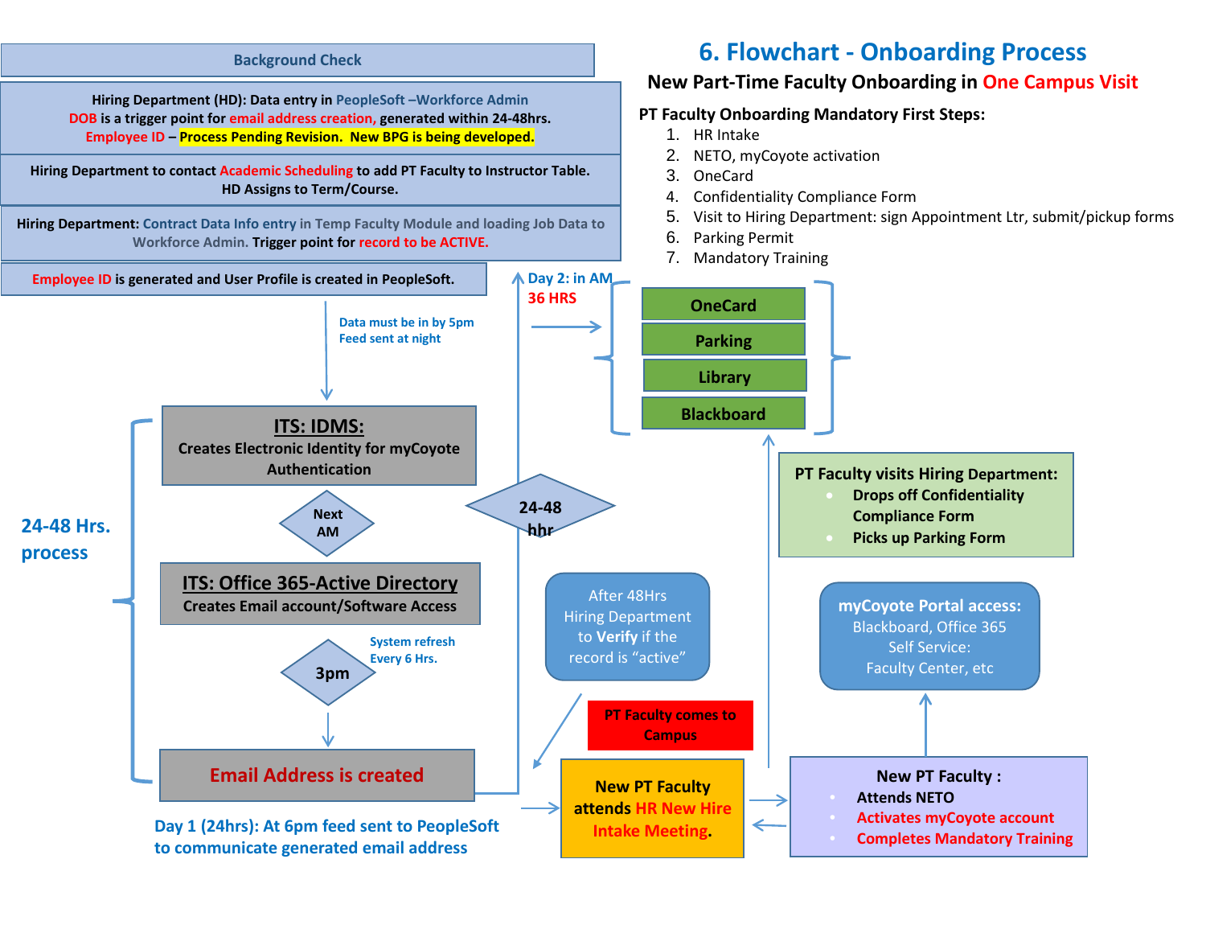# 6. Flowchart - Onboarding Process

## New Part-Time Faculty Onboarding in One Campus Visit

**PT Faculty Onboarding Mandatory First Steps:**

1. HR Intake
2. NETO, myCoyote activation
3. OneCard
4. Confidentiality Compliance Form
5. Visit to Hiring Department: sign Appointment Ltr, submit/pickup forms
6. Parking Permit
7. Mandatory Training

Background Check

**Hiring Department (HD): Data entry in PeopleSoft –Workforce Admin**
**DOB is a trigger point for email address creation, generated within 24-48hrs.**
**Employee ID – Process Pending Revision. New BPG is being developed.**

**Hiring Department to contact Academic Scheduling to add PT Faculty to Instructor Table.**
**HD Assigns to Term/Course.**

**Hiring Department: Contract Data Info entry in Temp Faculty Module and loading Job Data to Workforce Admin. Trigger point for record to be ACTIVE.**

**Employee ID is generated and User Profile is created in PeopleSoft.**

Data must be in by 5pm
Feed sent at night

24-48 Hrs. process

**ITS: IDMS:**
**Creates Electronic Identity for myCoyote Authentication**

Next AM

**ITS: Office 365-Active Directory**
**Creates Email account/Software Access**

System refresh
Every 6 Hrs.

3pm

**Email Address is created**

Day 1 (24hrs): At 6pm feed sent to PeopleSoft to communicate generated email address

24-48 hhr

Day 2: in AM
36 HRS

**OneCard**
**Parking**
**Library**
**Blackboard**

After 48Hrs Hiring Department to **Verify** if the record is “active”

**PT Faculty comes to Campus**

**New PT Faculty attends HR New Hire Intake Meeting.**

**New PT Faculty :**

- **Attends NETO**
- **Activates myCoyote account**
- **Completes Mandatory Training**

**myCoyote Portal access:**
Blackboard, Office 365
Self Service:
Faculty Center, etc

**PT Faculty visits Hiring Department:**

- **Drops off Confidentiality Compliance Form**
- **Picks up Parking Form**